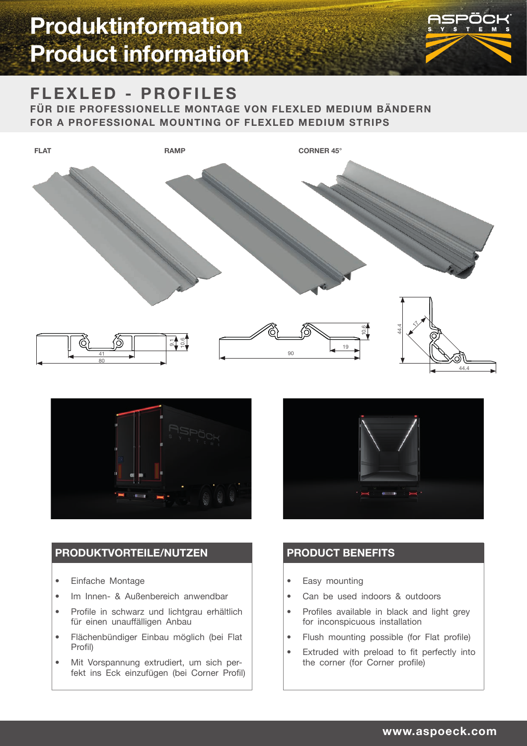# Produktinformation
# Product information

## FLEXLED - PROFILES

**FÜR DIE PROFESSIONELLE MONTAGE VON FLEXLED MEDIUM BÄNDERN**
**FOR A PROFESSIONAL MOUNTING OF FLEXLED MEDIUM STRIPS**

FLAT

RAMP

CORNER 45°

### PRODUKTVORTEILE/NUTZEN

- Einfache Montage
- Im Innen- & Außenbereich anwendbar
- Profile in schwarz und lichtgrau erhältlich für einen unauffälligen Anbau
- Flächenbündiger Einbau möglich (bei Flat Profil)
- Mit Vorspannung extrudiert, um sich perfekt ins Eck einzufügen (bei Corner Profil)

### PRODUCT BENEFITS

- Easy mounting
- Can be used indoors & outdoors
- Profiles available in black and light grey for inconspicuous installation
- Flush mounting possible (for Flat profile)
- Extruded with preload to fit perfectly into the corner (for Corner profile)

www.aspoeck.com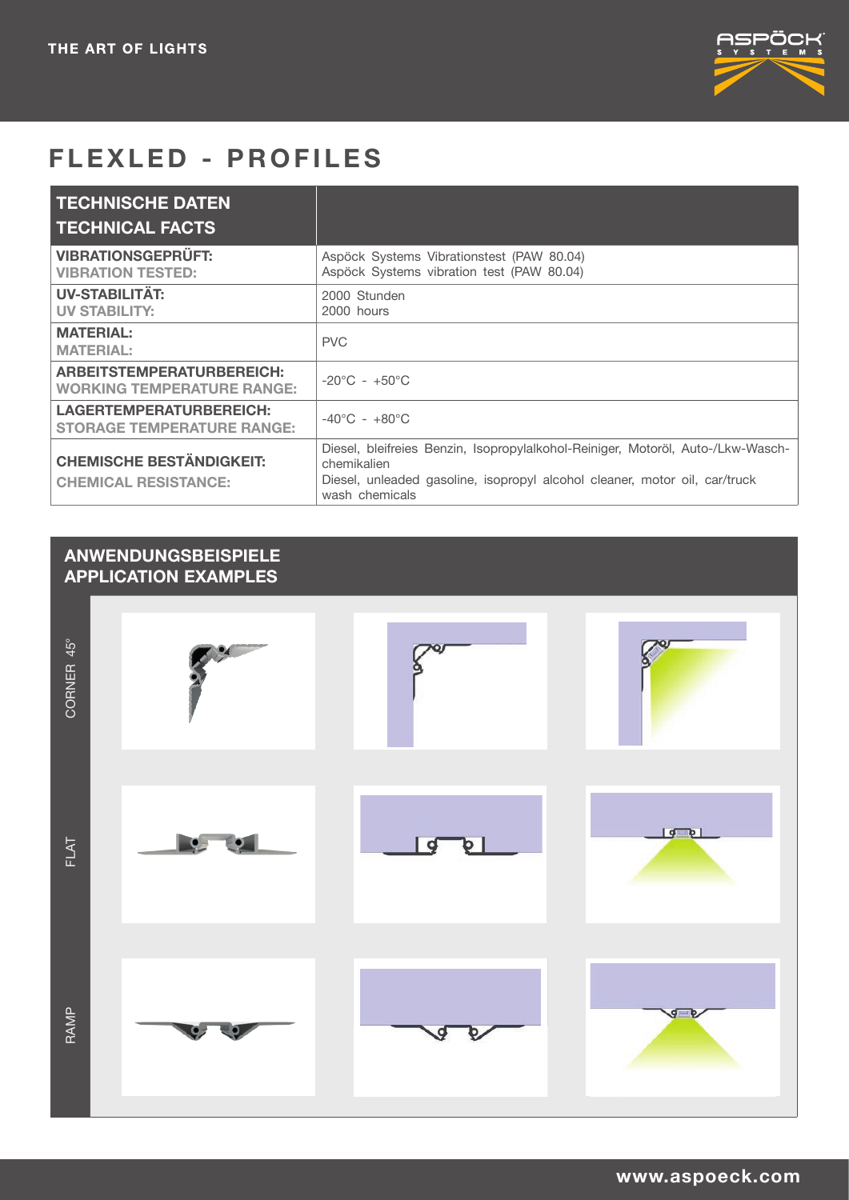# FLEXLED - PROFILES

| TECHNISCHE DATEN<br>TECHNICAL FACTS | |
|---|---|
| **VIBRATIONSGEPRÜFT:**<br>**VIBRATION TESTED:** | Aspöck Systems Vibrationstest (PAW 80.04)<br>Aspöck Systems vibration test (PAW 80.04) |
| **UV-STABILITÄT:**<br>**UV STABILITY:** | 2000 Stunden<br>2000 hours |
| **MATERIAL:**<br>**MATERIAL:** | PVC |
| **ARBEITSTEMPERATURBEREICH:**<br>**WORKING TEMPERATURE RANGE:** | -20°C - +50°C |
| **LAGERTEMPERATURBEREICH:**<br>**STORAGE TEMPERATURE RANGE:** | -40°C - +80°C |
| **CHEMISCHE BESTÄNDIGKEIT:**<br>**CHEMICAL RESISTANCE:** | Diesel, bleifreies Benzin, Isopropylalkohol-Reiniger, Motoröl, Auto-/Lkw-Waschchemikalien<br>Diesel, unleaded gasoline, isopropyl alcohol cleaner, motor oil, car/truck wash chemicals |

## ANWENDUNGSBEISPIELE
## APPLICATION EXAMPLES

CORNER 45°

FLAT

RAMP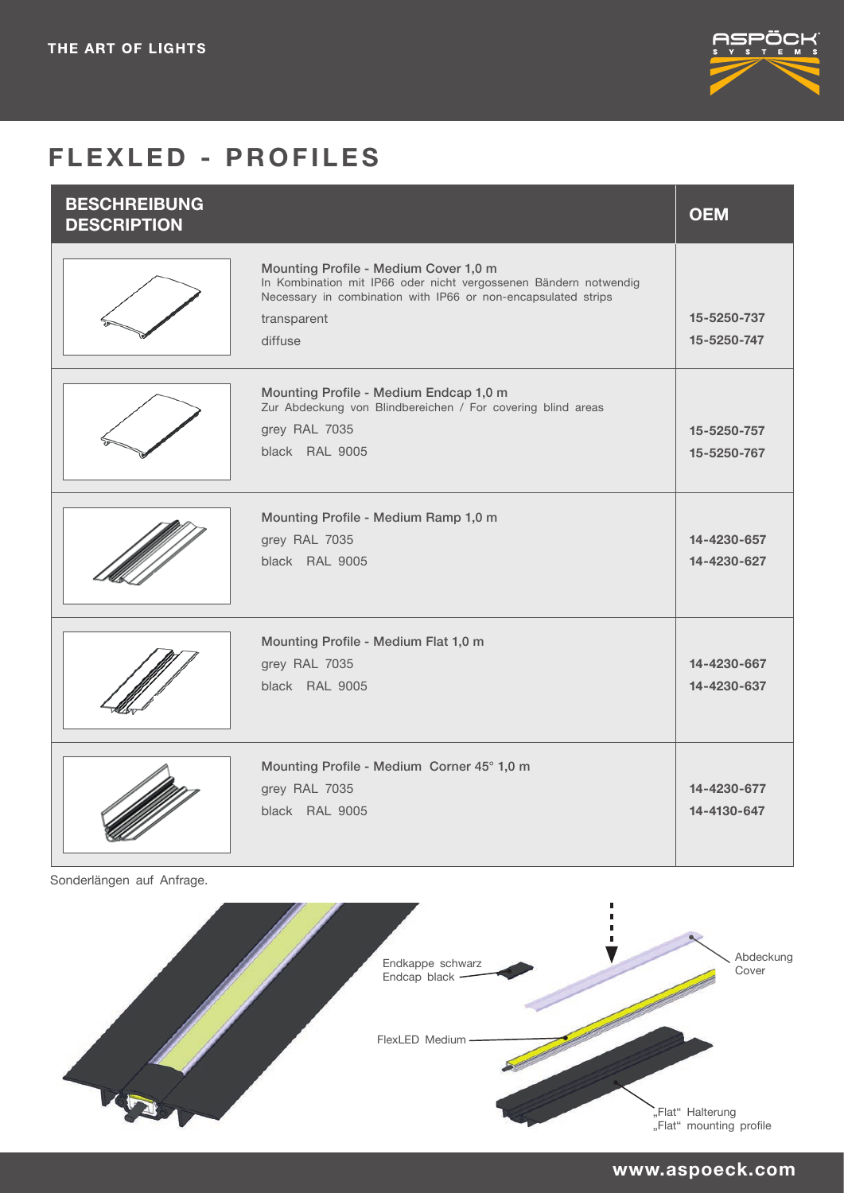# FLEXLED - PROFILES

| BESCHREIBUNG DESCRIPTION | | OEM |
|---|---|---|
| | Mounting Profile - Medium Cover 1,0 m<br>In Kombination mit IP66 oder nicht vergossenen Bändern notwendig<br>Necessary in combination with IP66 or non-encapsulated strips<br>transparent<br>diffuse | <br><br><br>15-5250-737<br>15-5250-747 |
| | Mounting Profile - Medium Endcap 1,0 m<br>Zur Abdeckung von Blindbereichen / For covering blind areas<br>grey RAL 7035<br>black RAL 9005 | <br><br>15-5250-757<br>15-5250-767 |
| | Mounting Profile - Medium Ramp 1,0 m<br>grey RAL 7035<br>black RAL 9005 | <br>14-4230-657<br>14-4230-627 |
| | Mounting Profile - Medium Flat 1,0 m<br>grey RAL 7035<br>black RAL 9005 | <br>14-4230-667<br>14-4230-637 |
| | Mounting Profile - Medium Corner 45° 1,0 m<br>grey RAL 7035<br>black RAL 9005 | <br>14-4230-677<br>14-4130-647 |

Sonderlängen auf Anfrage.

Endkappe schwarz
Endcap black

Abdeckung
Cover

FlexLED Medium

„Flat“ Halterung
„Flat“ mounting profile